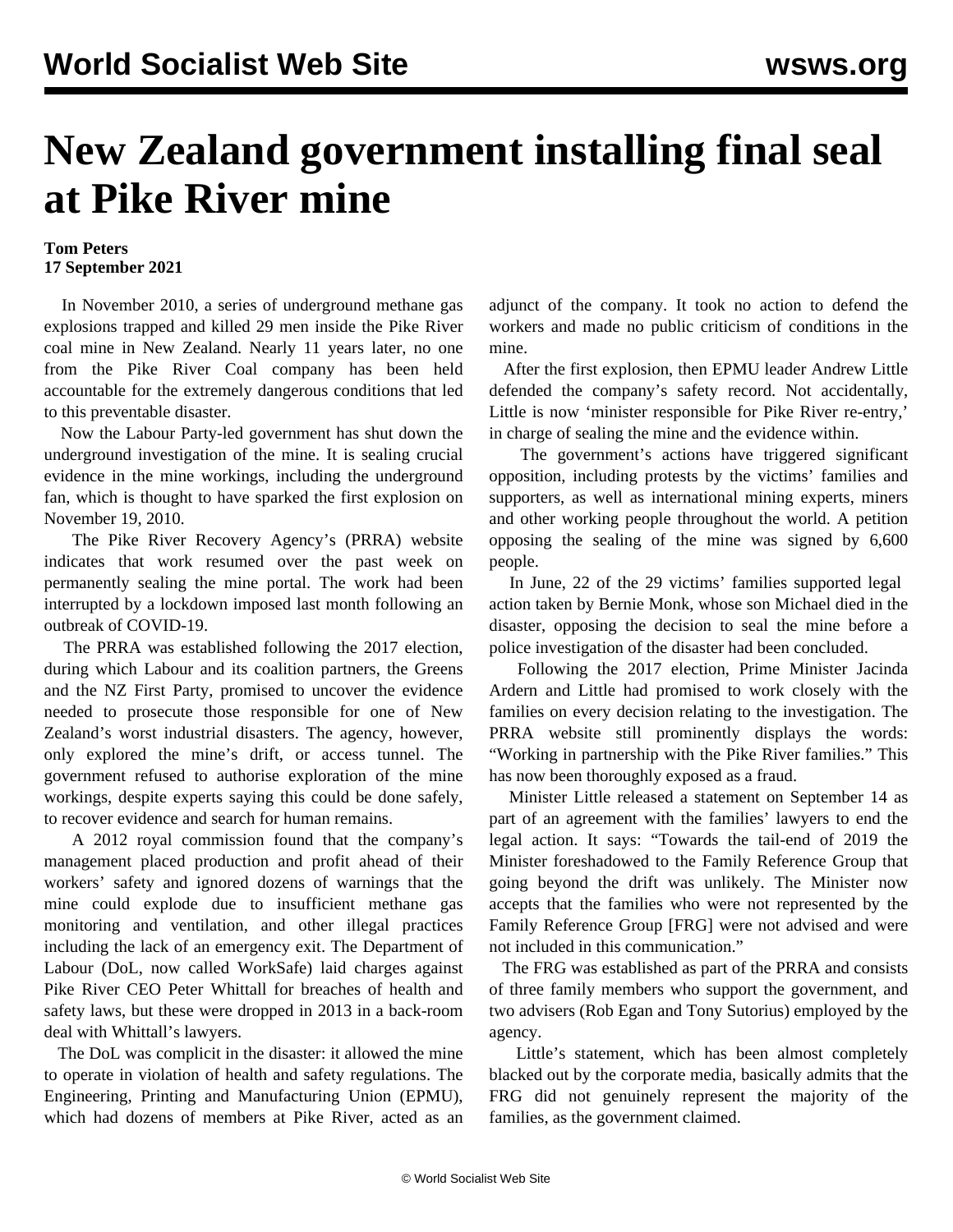# New Zealand government installing final seal at Pike River mine

**Tom Peters**
**17 September 2021**

In November 2010, a series of underground methane gas explosions trapped and killed 29 men inside the Pike River coal mine in New Zealand. Nearly 11 years later, no one from the Pike River Coal company has been held accountable for the extremely dangerous conditions that led to this preventable disaster.

Now the Labour Party-led government has shut down the underground investigation of the mine. It is sealing crucial evidence in the mine workings, including the underground fan, which is thought to have sparked the first explosion on November 19, 2010.

The Pike River Recovery Agency's (PRRA) website indicates that work resumed over the past week on permanently sealing the mine portal. The work had been interrupted by a lockdown imposed last month following an outbreak of COVID-19.

The PRRA was established following the 2017 election, during which Labour and its coalition partners, the Greens and the NZ First Party, promised to uncover the evidence needed to prosecute those responsible for one of New Zealand's worst industrial disasters. The agency, however, only explored the mine's drift, or access tunnel. The government refused to authorise exploration of the mine workings, despite experts saying this could be done safely, to recover evidence and search for human remains.

A 2012 royal commission found that the company's management placed production and profit ahead of their workers' safety and ignored dozens of warnings that the mine could explode due to insufficient methane gas monitoring and ventilation, and other illegal practices including the lack of an emergency exit. The Department of Labour (DoL, now called WorkSafe) laid charges against Pike River CEO Peter Whittall for breaches of health and safety laws, but these were dropped in 2013 in a back-room deal with Whittall's lawyers.

The DoL was complicit in the disaster: it allowed the mine to operate in violation of health and safety regulations. The Engineering, Printing and Manufacturing Union (EPMU), which had dozens of members at Pike River, acted as an adjunct of the company. It took no action to defend the workers and made no public criticism of conditions in the mine.

After the first explosion, then EPMU leader Andrew Little defended the company's safety record. Not accidentally, Little is now 'minister responsible for Pike River re-entry,' in charge of sealing the mine and the evidence within.

The government's actions have triggered significant opposition, including protests by the victims' families and supporters, as well as international mining experts, miners and other working people throughout the world. A petition opposing the sealing of the mine was signed by 6,600 people.

In June, 22 of the 29 victims' families supported legal action taken by Bernie Monk, whose son Michael died in the disaster, opposing the decision to seal the mine before a police investigation of the disaster had been concluded.

Following the 2017 election, Prime Minister Jacinda Ardern and Little had promised to work closely with the families on every decision relating to the investigation. The PRRA website still prominently displays the words: "Working in partnership with the Pike River families." This has now been thoroughly exposed as a fraud.

Minister Little released a statement on September 14 as part of an agreement with the families' lawyers to end the legal action. It says: "Towards the tail-end of 2019 the Minister foreshadowed to the Family Reference Group that going beyond the drift was unlikely. The Minister now accepts that the families who were not represented by the Family Reference Group [FRG] were not advised and were not included in this communication."

The FRG was established as part of the PRRA and consists of three family members who support the government, and two advisers (Rob Egan and Tony Sutorius) employed by the agency.

Little's statement, which has been almost completely blacked out by the corporate media, basically admits that the FRG did not genuinely represent the majority of the families, as the government claimed.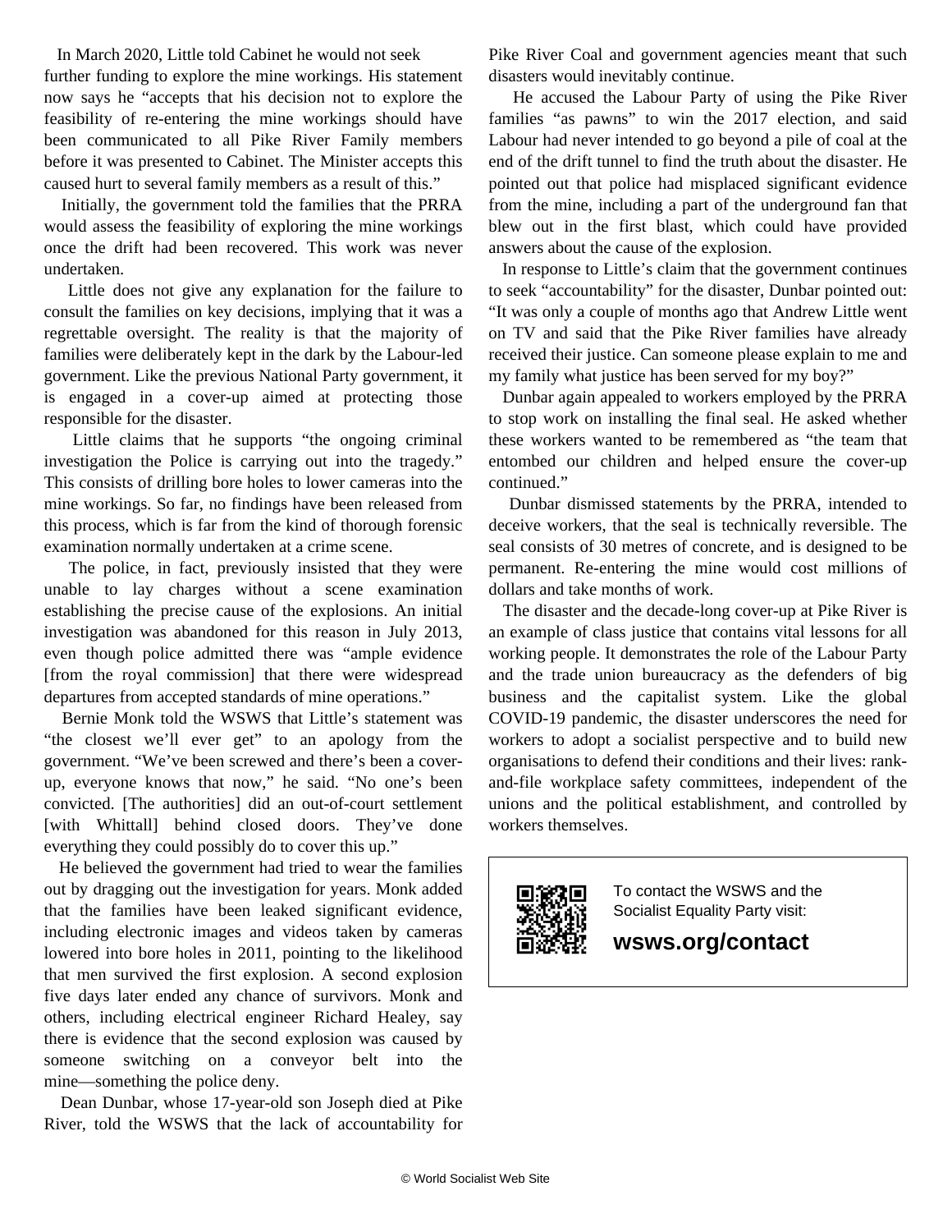In March 2020, Little told Cabinet he would not seek further funding to explore the mine workings. His statement now says he "accepts that his decision not to explore the feasibility of re-entering the mine workings should have been communicated to all Pike River Family members before it was presented to Cabinet. The Minister accepts this caused hurt to several family members as a result of this."

Initially, the government told the families that the PRRA would assess the feasibility of exploring the mine workings once the drift had been recovered. This work was never undertaken.

Little does not give any explanation for the failure to consult the families on key decisions, implying that it was a regrettable oversight. The reality is that the majority of families were deliberately kept in the dark by the Labour-led government. Like the previous National Party government, it is engaged in a cover-up aimed at protecting those responsible for the disaster.

Little claims that he supports "the ongoing criminal investigation the Police is carrying out into the tragedy." This consists of drilling bore holes to lower cameras into the mine workings. So far, no findings have been released from this process, which is far from the kind of thorough forensic examination normally undertaken at a crime scene.

The police, in fact, previously insisted that they were unable to lay charges without a scene examination establishing the precise cause of the explosions. An initial investigation was abandoned for this reason in July 2013, even though police admitted there was "ample evidence [from the royal commission] that there were widespread departures from accepted standards of mine operations."

Bernie Monk told the WSWS that Little's statement was "the closest we'll ever get" to an apology from the government. "We've been screwed and there's been a cover-up, everyone knows that now," he said. "No one's been convicted. [The authorities] did an out-of-court settlement [with Whittall] behind closed doors. They've done everything they could possibly do to cover this up."

He believed the government had tried to wear the families out by dragging out the investigation for years. Monk added that the families have been leaked significant evidence, including electronic images and videos taken by cameras lowered into bore holes in 2011, pointing to the likelihood that men survived the first explosion. A second explosion five days later ended any chance of survivors. Monk and others, including electrical engineer Richard Healey, say there is evidence that the second explosion was caused by someone switching on a conveyor belt into the mine—something the police deny.

Dean Dunbar, whose 17-year-old son Joseph died at Pike River, told the WSWS that the lack of accountability for Pike River Coal and government agencies meant that such disasters would inevitably continue.

He accused the Labour Party of using the Pike River families "as pawns" to win the 2017 election, and said Labour had never intended to go beyond a pile of coal at the end of the drift tunnel to find the truth about the disaster. He pointed out that police had misplaced significant evidence from the mine, including a part of the underground fan that blew out in the first blast, which could have provided answers about the cause of the explosion.

In response to Little's claim that the government continues to seek "accountability" for the disaster, Dunbar pointed out: "It was only a couple of months ago that Andrew Little went on TV and said that the Pike River families have already received their justice. Can someone please explain to me and my family what justice has been served for my boy?"

Dunbar again appealed to workers employed by the PRRA to stop work on installing the final seal. He asked whether these workers wanted to be remembered as "the team that entombed our children and helped ensure the cover-up continued."

Dunbar dismissed statements by the PRRA, intended to deceive workers, that the seal is technically reversible. The seal consists of 30 metres of concrete, and is designed to be permanent. Re-entering the mine would cost millions of dollars and take months of work.

The disaster and the decade-long cover-up at Pike River is an example of class justice that contains vital lessons for all working people. It demonstrates the role of the Labour Party and the trade union bureaucracy as the defenders of big business and the capitalist system. Like the global COVID-19 pandemic, the disaster underscores the need for workers to adopt a socialist perspective and to build new organisations to defend their conditions and their lives: rank-and-file workplace safety committees, independent of the unions and the political establishment, and controlled by workers themselves.

To contact the WSWS and the Socialist Equality Party visit:

**wsws.org/contact**